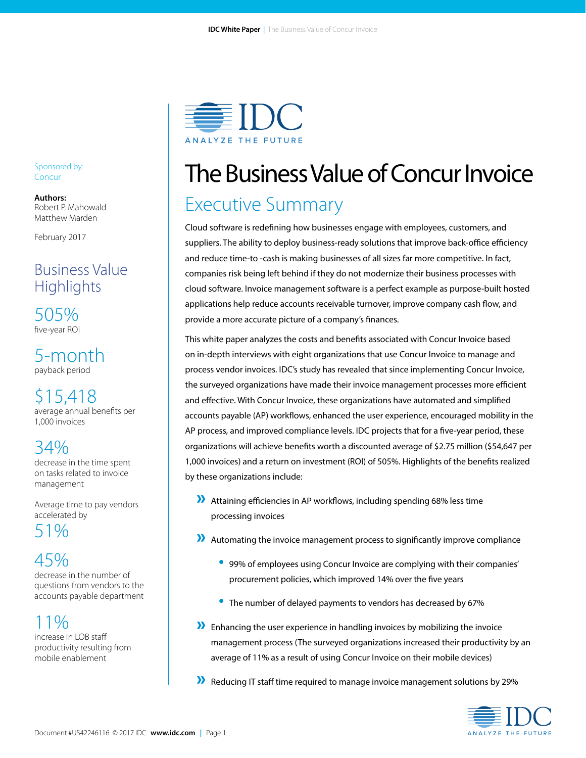Sponsored by:
Concur

**Authors:**
Robert P. Mahowald
Matthew Marden

February 2017

## Business Value Highlights

**505%**
five-year ROI

**5-month**
payback period

**$15,418**
average annual benefits per 1,000 invoices

**34%**
decrease in the time spent on tasks related to invoice management

Average time to pay vendors accelerated by
**51%**

**45%**
decrease in the number of questions from vendors to the accounts payable department

**11%**
increase in LOB staff productivity resulting from mobile enablement

# The Business Value of Concur Invoice

## Executive Summary

Cloud software is redefining how businesses engage with employees, customers, and suppliers. The ability to deploy business-ready solutions that improve back-office efficiency and reduce time-to -cash is making businesses of all sizes far more competitive. In fact, companies risk being left behind if they do not modernize their business processes with cloud software. Invoice management software is a perfect example as purpose-built hosted applications help reduce accounts receivable turnover, improve company cash flow, and provide a more accurate picture of a company's finances.

This white paper analyzes the costs and benefits associated with Concur Invoice based on in-depth interviews with eight organizations that use Concur Invoice to manage and process vendor invoices. IDC's study has revealed that since implementing Concur Invoice, the surveyed organizations have made their invoice management processes more efficient and effective. With Concur Invoice, these organizations have automated and simplified accounts payable (AP) workflows, enhanced the user experience, encouraged mobility in the AP process, and improved compliance levels. IDC projects that for a five-year period, these organizations will achieve benefits worth a discounted average of $2.75 million ($54,647 per 1,000 invoices) and a return on investment (ROI) of 505%. Highlights of the benefits realized by these organizations include:

- Attaining efficiencies in AP workflows, including spending 68% less time processing invoices
- Automating the invoice management process to significantly improve compliance
  - 99% of employees using Concur Invoice are complying with their companies' procurement policies, which improved 14% over the five years
  - The number of delayed payments to vendors has decreased by 67%
- Enhancing the user experience in handling invoices by mobilizing the invoice management process (The surveyed organizations increased their productivity by an average of 11% as a result of using Concur Invoice on their mobile devices)
- Reducing IT staff time required to manage invoice management solutions by 29%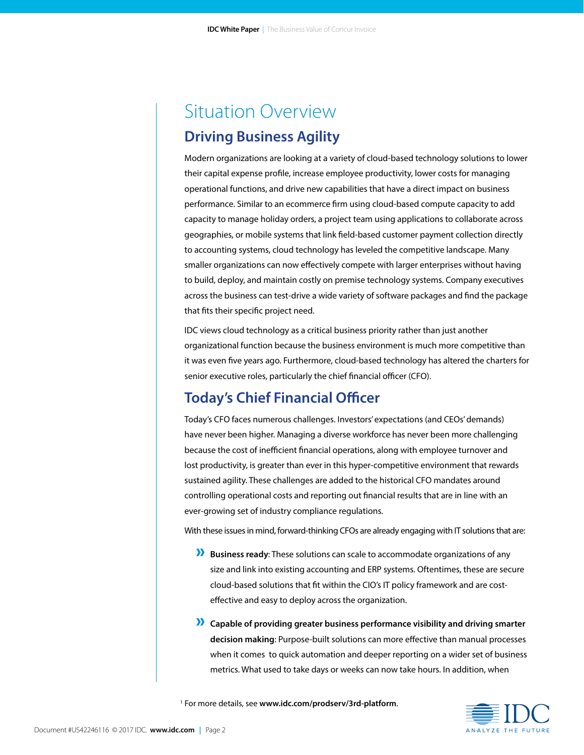# Situation Overview

## Driving Business Agility

Modern organizations are looking at a variety of cloud-based technology solutions to lower their capital expense profile, increase employee productivity, lower costs for managing operational functions, and drive new capabilities that have a direct impact on business performance. Similar to an ecommerce firm using cloud-based compute capacity to add capacity to manage holiday orders, a project team using applications to collaborate across geographies, or mobile systems that link field-based customer payment collection directly to accounting systems, cloud technology has leveled the competitive landscape. Many smaller organizations can now effectively compete with larger enterprises without having to build, deploy, and maintain costly on premise technology systems. Company executives across the business can test-drive a wide variety of software packages and find the package that fits their specific project need.

IDC views cloud technology as a critical business priority rather than just another organizational function because the business environment is much more competitive than it was even five years ago. Furthermore, cloud-based technology has altered the charters for senior executive roles, particularly the chief financial officer (CFO).

## Today's Chief Financial Officer

Today's CFO faces numerous challenges. Investors' expectations (and CEOs' demands) have never been higher. Managing a diverse workforce has never been more challenging because the cost of inefficient financial operations, along with employee turnover and lost productivity, is greater than ever in this hyper-competitive environment that rewards sustained agility. These challenges are added to the historical CFO mandates around controlling operational costs and reporting out financial results that are in line with an ever-growing set of industry compliance regulations.

With these issues in mind, forward-thinking CFOs are already engaging with IT solutions that are:

- **Business ready**: These solutions can scale to accommodate organizations of any size and link into existing accounting and ERP systems. Oftentimes, these are secure cloud-based solutions that fit within the CIO's IT policy framework and are cost-effective and easy to deploy across the organization.
- **Capable of providing greater business performance visibility and driving smarter decision making**: Purpose-built solutions can more effective than manual processes when it comes to quick automation and deeper reporting on a wider set of business metrics. What used to take days or weeks can now take hours. In addition, when

[1] For more details, see **www.idc.com/prodserv/3rd-platform**.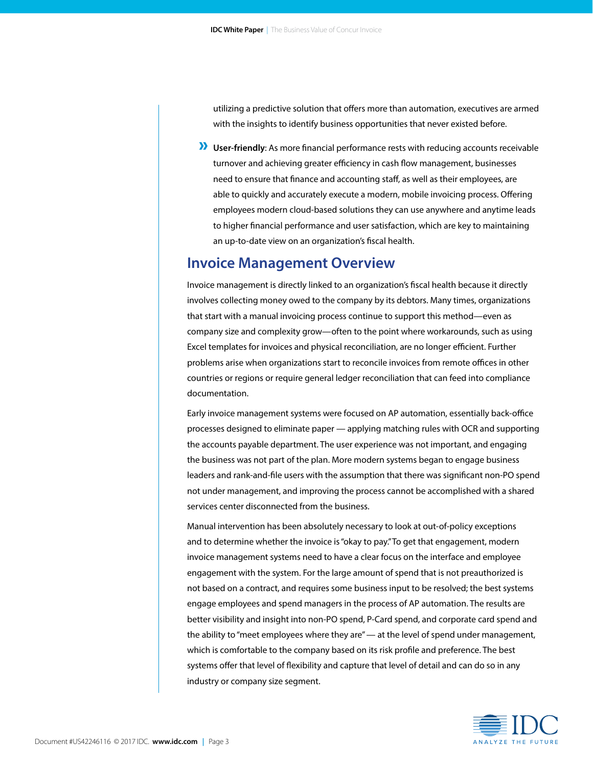utilizing a predictive solution that offers more than automation, executives are armed with the insights to identify business opportunities that never existed before.

- **User-friendly**: As more financial performance rests with reducing accounts receivable turnover and achieving greater efficiency in cash flow management, businesses need to ensure that finance and accounting staff, as well as their employees, are able to quickly and accurately execute a modern, mobile invoicing process. Offering employees modern cloud-based solutions they can use anywhere and anytime leads to higher financial performance and user satisfaction, which are key to maintaining an up-to-date view on an organization's fiscal health.

## Invoice Management Overview

Invoice management is directly linked to an organization's fiscal health because it directly involves collecting money owed to the company by its debtors. Many times, organizations that start with a manual invoicing process continue to support this method—even as company size and complexity grow—often to the point where workarounds, such as using Excel templates for invoices and physical reconciliation, are no longer efficient. Further problems arise when organizations start to reconcile invoices from remote offices in other countries or regions or require general ledger reconciliation that can feed into compliance documentation.

Early invoice management systems were focused on AP automation, essentially back-office processes designed to eliminate paper — applying matching rules with OCR and supporting the accounts payable department. The user experience was not important, and engaging the business was not part of the plan. More modern systems began to engage business leaders and rank-and-file users with the assumption that there was significant non-PO spend not under management, and improving the process cannot be accomplished with a shared services center disconnected from the business.

Manual intervention has been absolutely necessary to look at out-of-policy exceptions and to determine whether the invoice is "okay to pay." To get that engagement, modern invoice management systems need to have a clear focus on the interface and employee engagement with the system. For the large amount of spend that is not preauthorized is not based on a contract, and requires some business input to be resolved; the best systems engage employees and spend managers in the process of AP automation. The results are better visibility and insight into non-PO spend, P-Card spend, and corporate card spend and the ability to "meet employees where they are" — at the level of spend under management, which is comfortable to the company based on its risk profile and preference. The best systems offer that level of flexibility and capture that level of detail and can do so in any industry or company size segment.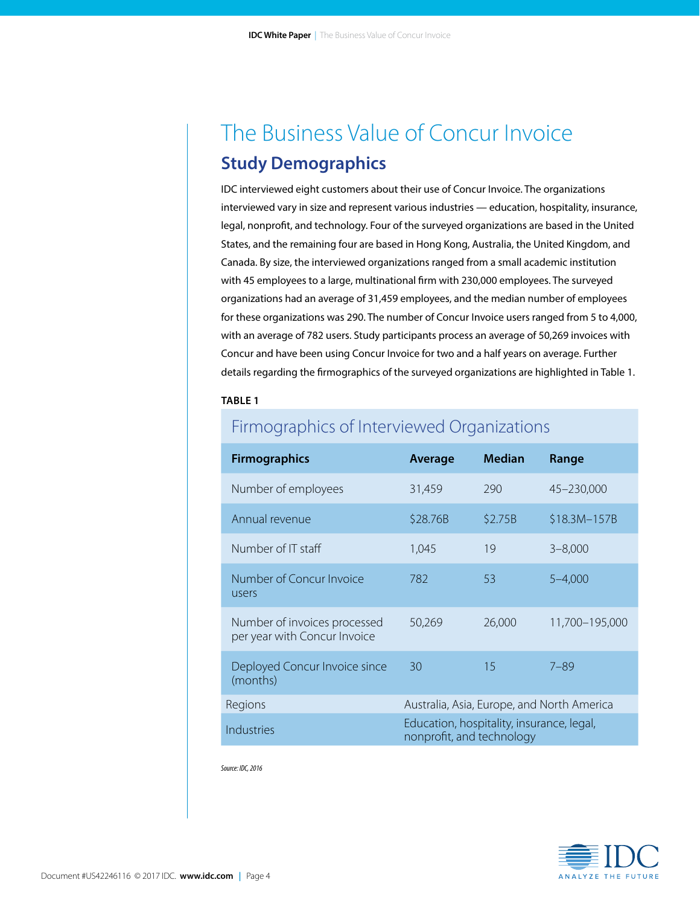# The Business Value of Concur Invoice

## Study Demographics

IDC interviewed eight customers about their use of Concur Invoice. The organizations interviewed vary in size and represent various industries — education, hospitality, insurance, legal, nonprofit, and technology. Four of the surveyed organizations are based in the United States, and the remaining four are based in Hong Kong, Australia, the United Kingdom, and Canada. By size, the interviewed organizations ranged from a small academic institution with 45 employees to a large, multinational firm with 230,000 employees. The surveyed organizations had an average of 31,459 employees, and the median number of employees for these organizations was 290. The number of Concur Invoice users ranged from 5 to 4,000, with an average of 782 users. Study participants process an average of 50,269 invoices with Concur and have been using Concur Invoice for two and a half years on average. Further details regarding the firmographics of the surveyed organizations are highlighted in Table 1.

**TABLE 1**

Firmographics of Interviewed Organizations

| Firmographics | Average | Median | Range |
|---|---|---|---|
| Number of employees | 31,459 | 290 | 45–230,000 |
| Annual revenue | $28.76B | $2.75B | $18.3M–157B |
| Number of IT staff | 1,045 | 19 | 3–8,000 |
| Number of Concur Invoice users | 782 | 53 | 5–4,000 |
| Number of invoices processed per year with Concur Invoice | 50,269 | 26,000 | 11,700–195,000 |
| Deployed Concur Invoice since (months) | 30 | 15 | 7–89 |
| Regions | Australia, Asia, Europe, and North America | | |
| Industries | Education, hospitality, insurance, legal, nonprofit, and technology | | |

*Source: IDC, 2016*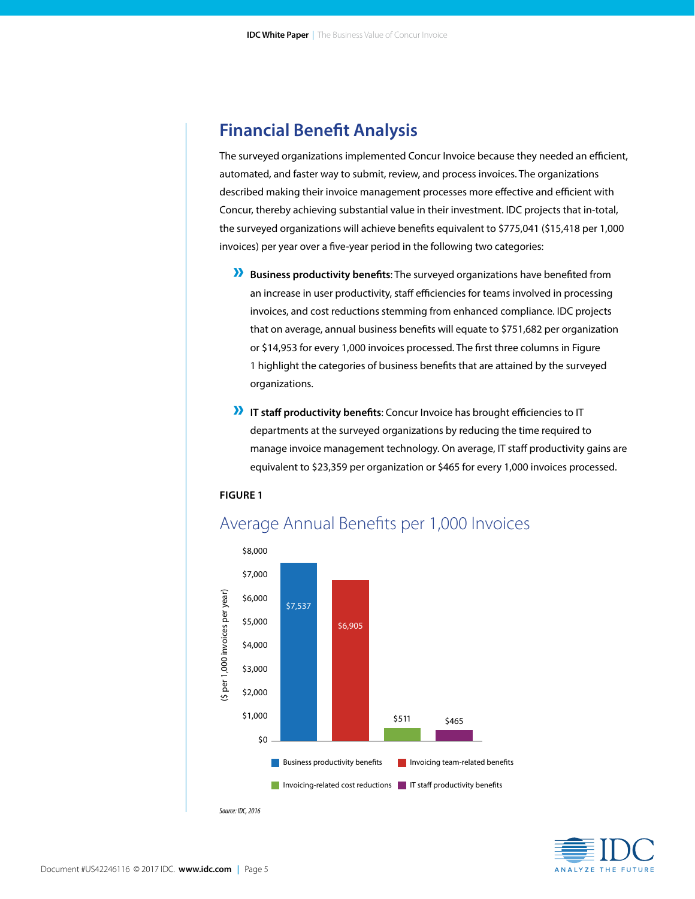## Financial Benefit Analysis

The surveyed organizations implemented Concur Invoice because they needed an efficient, automated, and faster way to submit, review, and process invoices. The organizations described making their invoice management processes more effective and efficient with Concur, thereby achieving substantial value in their investment. IDC projects that in-total, the surveyed organizations will achieve benefits equivalent to $775,041 ($15,418 per 1,000 invoices) per year over a five-year period in the following two categories:

- **Business productivity benefits**: The surveyed organizations have benefited from an increase in user productivity, staff efficiencies for teams involved in processing invoices, and cost reductions stemming from enhanced compliance. IDC projects that on average, annual business benefits will equate to $751,682 per organization or $14,953 for every 1,000 invoices processed. The first three columns in Figure 1 highlight the categories of business benefits that are attained by the surveyed organizations.
- **IT staff productivity benefits**: Concur Invoice has brought efficiencies to IT departments at the surveyed organizations by reducing the time required to manage invoice management technology. On average, IT staff productivity gains are equivalent to $23,359 per organization or $465 for every 1,000 invoices processed.

**FIGURE 1**

Average Annual Benefits per 1,000 Invoices

| Category | $ per 1,000 invoices per year |
|---|---|
| Business productivity benefits | $7,537 |
| Invoicing team-related benefits | $6,905 |
| Invoicing-related cost reductions | $511 |
| IT staff productivity benefits | $465 |

*Source: IDC, 2016*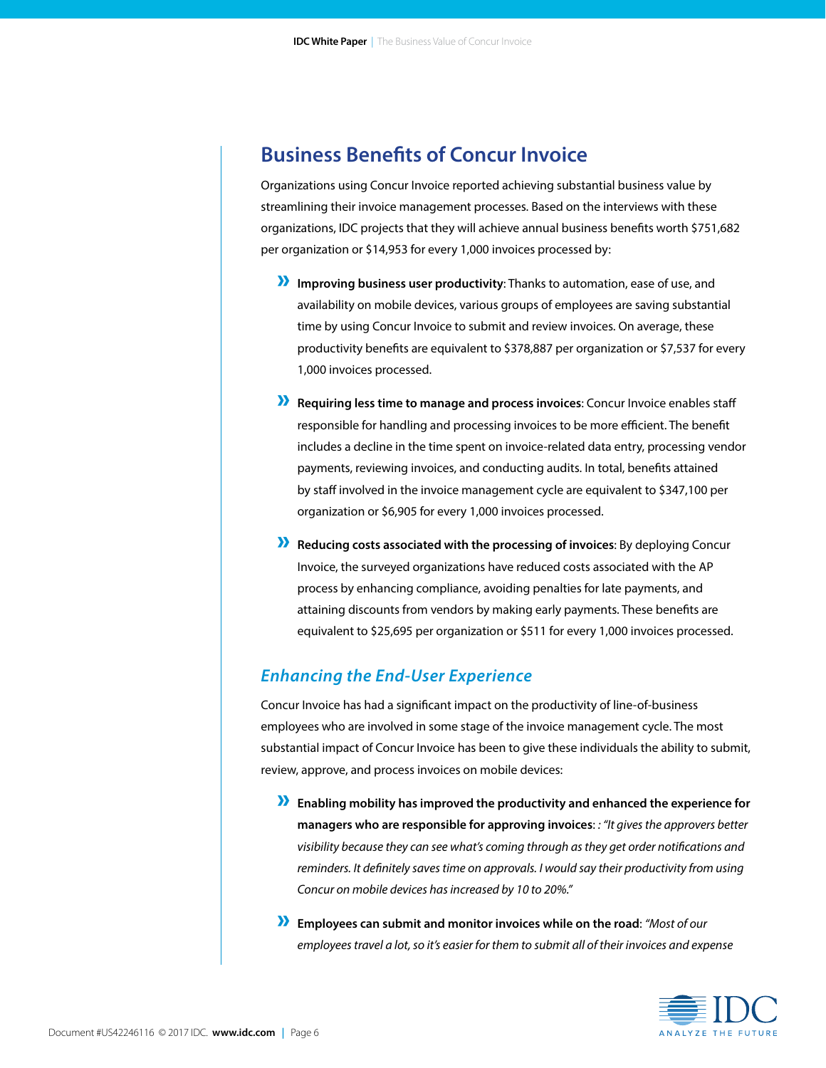## Business Benefits of Concur Invoice

Organizations using Concur Invoice reported achieving substantial business value by streamlining their invoice management processes. Based on the interviews with these organizations, IDC projects that they will achieve annual business benefits worth $751,682 per organization or $14,953 for every 1,000 invoices processed by:

- **Improving business user productivity**: Thanks to automation, ease of use, and availability on mobile devices, various groups of employees are saving substantial time by using Concur Invoice to submit and review invoices. On average, these productivity benefits are equivalent to $378,887 per organization or $7,537 for every 1,000 invoices processed.
- **Requiring less time to manage and process invoices**: Concur Invoice enables staff responsible for handling and processing invoices to be more efficient. The benefit includes a decline in the time spent on invoice-related data entry, processing vendor payments, reviewing invoices, and conducting audits. In total, benefits attained by staff involved in the invoice management cycle are equivalent to $347,100 per organization or $6,905 for every 1,000 invoices processed.
- **Reducing costs associated with the processing of invoices**: By deploying Concur Invoice, the surveyed organizations have reduced costs associated with the AP process by enhancing compliance, avoiding penalties for late payments, and attaining discounts from vendors by making early payments. These benefits are equivalent to $25,695 per organization or $511 for every 1,000 invoices processed.

### *Enhancing the End-User Experience*

Concur Invoice has had a significant impact on the productivity of line-of-business employees who are involved in some stage of the invoice management cycle. The most substantial impact of Concur Invoice has been to give these individuals the ability to submit, review, approve, and process invoices on mobile devices:

- **Enabling mobility has improved the productivity and enhanced the experience for managers who are responsible for approving invoices**: : *"It gives the approvers better visibility because they can see what's coming through as they get order notifications and reminders. It definitely saves time on approvals. I would say their productivity from using Concur on mobile devices has increased by 10 to 20%."*
- **Employees can submit and monitor invoices while on the road**: *"Most of our employees travel a lot, so it's easier for them to submit all of their invoices and expense*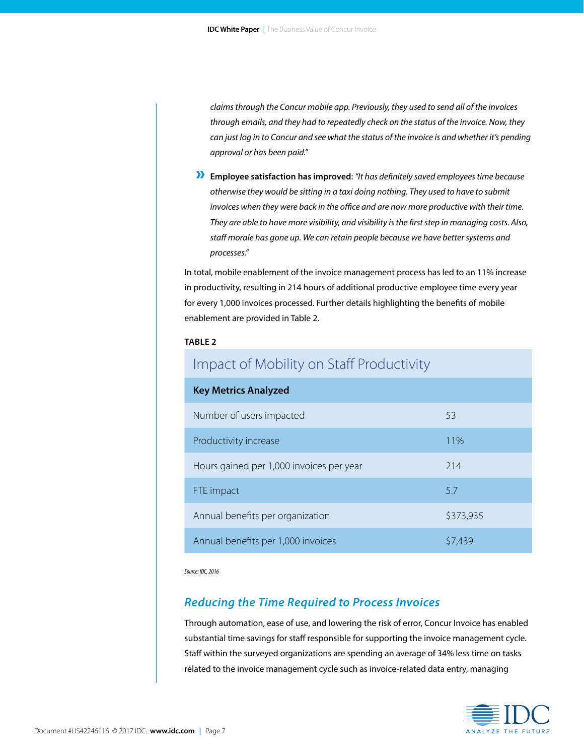*claims through the Concur mobile app. Previously, they used to send all of the invoices through emails, and they had to repeatedly check on the status of the invoice. Now, they can just log in to Concur and see what the status of the invoice is and whether it's pending approval or has been paid."*

- **Employee satisfaction has improved**: *"It has definitely saved employees time because otherwise they would be sitting in a taxi doing nothing. They used to have to submit invoices when they were back in the office and are now more productive with their time. They are able to have more visibility, and visibility is the first step in managing costs. Also, staff morale has gone up. We can retain people because we have better systems and processes."*

In total, mobile enablement of the invoice management process has led to an 11% increase in productivity, resulting in 214 hours of additional productive employee time every year for every 1,000 invoices processed. Further details highlighting the benefits of mobile enablement are provided in Table 2.

**TABLE 2**

**Impact of Mobility on Staff Productivity**

| Key Metrics Analyzed | |
|---|---|
| Number of users impacted | 53 |
| Productivity increase | 11% |
| Hours gained per 1,000 invoices per year | 214 |
| FTE impact | 5.7 |
| Annual benefits per organization | $373,935 |
| Annual benefits per 1,000 invoices | $7,439 |

*Source: IDC, 2016*

## *Reducing the Time Required to Process Invoices*

Through automation, ease of use, and lowering the risk of error, Concur Invoice has enabled substantial time savings for staff responsible for supporting the invoice management cycle. Staff within the surveyed organizations are spending an average of 34% less time on tasks related to the invoice management cycle such as invoice-related data entry, managing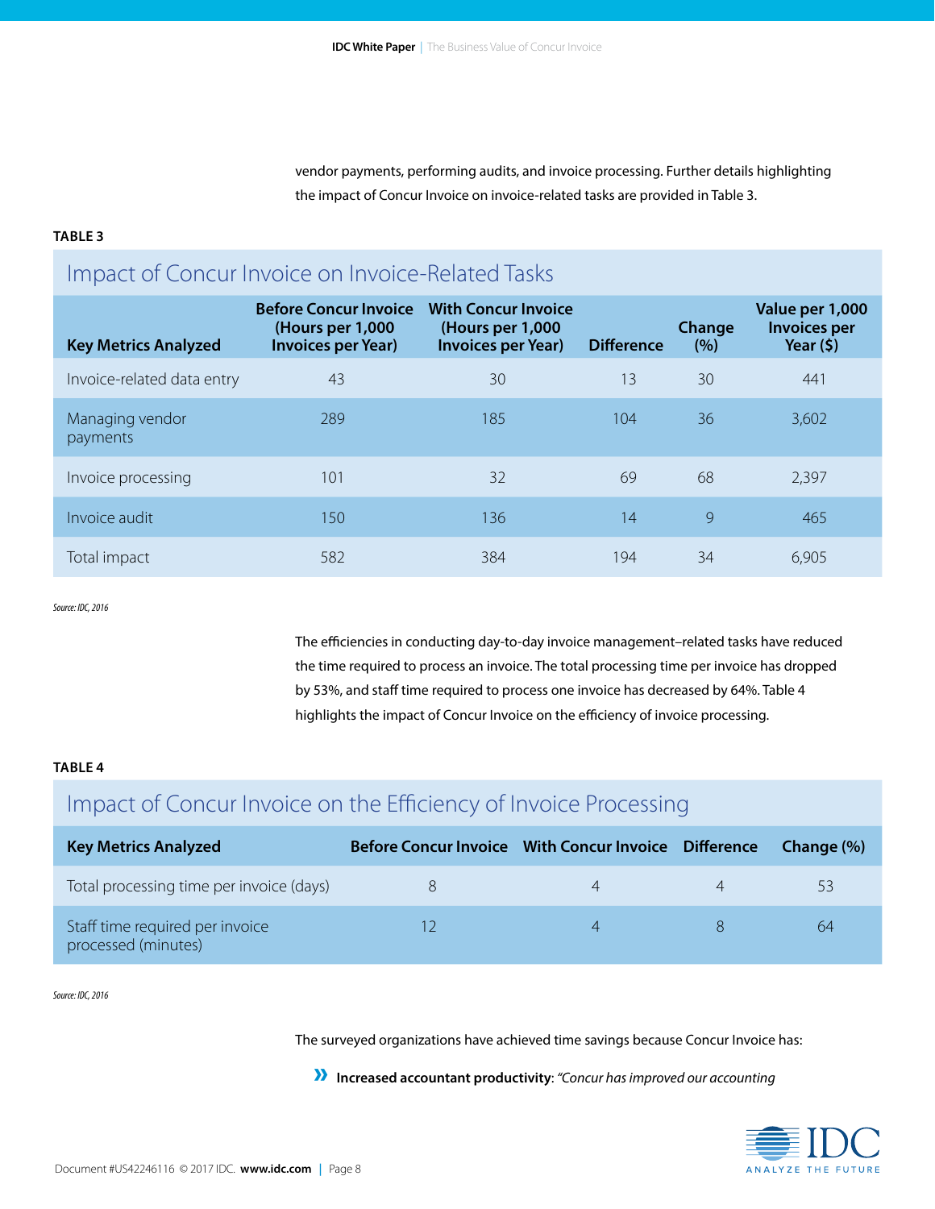vendor payments, performing audits, and invoice processing. Further details highlighting the impact of Concur Invoice on invoice-related tasks are provided in Table 3.

**TABLE 3**

## Impact of Concur Invoice on Invoice-Related Tasks

| Key Metrics Analyzed | Before Concur Invoice (Hours per 1,000 Invoices per Year) | With Concur Invoice (Hours per 1,000 Invoices per Year) | Difference | Change (%) | Value per 1,000 Invoices per Year ($) |
|---|---|---|---|---|---|
| Invoice-related data entry | 43 | 30 | 13 | 30 | 441 |
| Managing vendor payments | 289 | 185 | 104 | 36 | 3,602 |
| Invoice processing | 101 | 32 | 69 | 68 | 2,397 |
| Invoice audit | 150 | 136 | 14 | 9 | 465 |
| Total impact | 582 | 384 | 194 | 34 | 6,905 |

*Source: IDC, 2016*

The efficiencies in conducting day-to-day invoice management–related tasks have reduced the time required to process an invoice. The total processing time per invoice has dropped by 53%, and staff time required to process one invoice has decreased by 64%. Table 4 highlights the impact of Concur Invoice on the efficiency of invoice processing.

**TABLE 4**

## Impact of Concur Invoice on the Efficiency of Invoice Processing

| Key Metrics Analyzed | Before Concur Invoice | With Concur Invoice | Difference | Change (%) |
|---|---|---|---|---|
| Total processing time per invoice (days) | 8 | 4 | 4 | 53 |
| Staff time required per invoice processed (minutes) | 12 | 4 | 8 | 64 |

*Source: IDC, 2016*

The surveyed organizations have achieved time savings because Concur Invoice has:

- **Increased accountant productivity**: *"Concur has improved our accounting*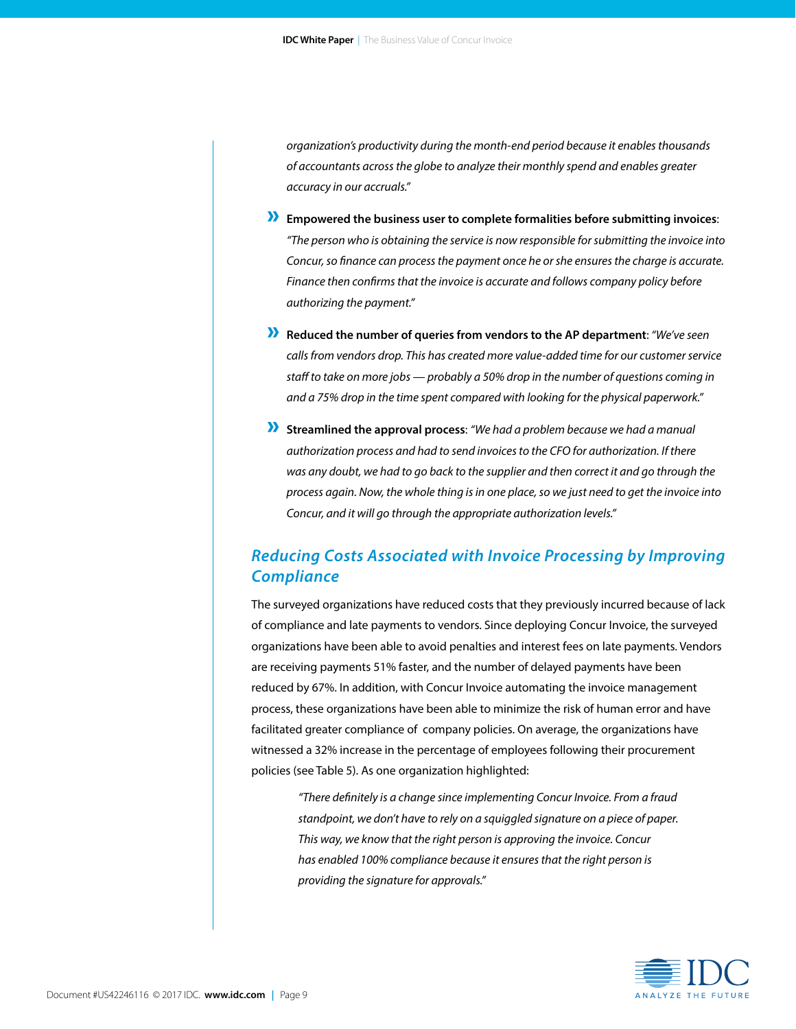*organization's productivity during the month-end period because it enables thousands of accountants across the globe to analyze their monthly spend and enables greater accuracy in our accruals."*

- **Empowered the business user to complete formalities before submitting invoices**: *"The person who is obtaining the service is now responsible for submitting the invoice into Concur, so finance can process the payment once he or she ensures the charge is accurate. Finance then confirms that the invoice is accurate and follows company policy before authorizing the payment."*
- **Reduced the number of queries from vendors to the AP department**: *"We've seen calls from vendors drop. This has created more value-added time for our customer service staff to take on more jobs — probably a 50% drop in the number of questions coming in and a 75% drop in the time spent compared with looking for the physical paperwork."*
- **Streamlined the approval process**: *"We had a problem because we had a manual authorization process and had to send invoices to the CFO for authorization. If there was any doubt, we had to go back to the supplier and then correct it and go through the process again. Now, the whole thing is in one place, so we just need to get the invoice into Concur, and it will go through the appropriate authorization levels."*

## *Reducing Costs Associated with Invoice Processing by Improving Compliance*

The surveyed organizations have reduced costs that they previously incurred because of lack of compliance and late payments to vendors. Since deploying Concur Invoice, the surveyed organizations have been able to avoid penalties and interest fees on late payments. Vendors are receiving payments 51% faster, and the number of delayed payments have been reduced by 67%. In addition, with Concur Invoice automating the invoice management process, these organizations have been able to minimize the risk of human error and have facilitated greater compliance of company policies. On average, the organizations have witnessed a 32% increase in the percentage of employees following their procurement policies (see Table 5). As one organization highlighted:

> *"There definitely is a change since implementing Concur Invoice. From a fraud standpoint, we don't have to rely on a squiggled signature on a piece of paper. This way, we know that the right person is approving the invoice. Concur has enabled 100% compliance because it ensures that the right person is providing the signature for approvals."*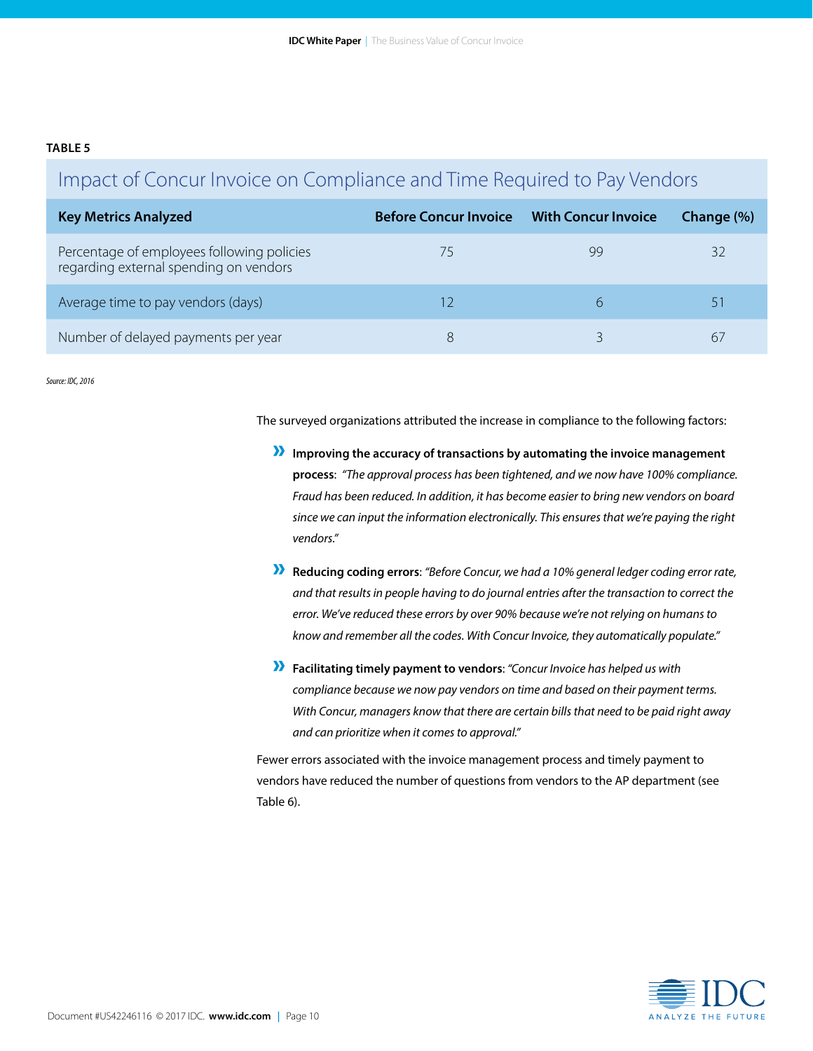**TABLE 5**

## Impact of Concur Invoice on Compliance and Time Required to Pay Vendors

| Key Metrics Analyzed | Before Concur Invoice | With Concur Invoice | Change (%) |
|---|---|---|---|
| Percentage of employees following policies regarding external spending on vendors | 75 | 99 | 32 |
| Average time to pay vendors (days) | 12 | 6 | 51 |
| Number of delayed payments per year | 8 | 3 | 67 |

*Source: IDC, 2016*

The surveyed organizations attributed the increase in compliance to the following factors:

- **Improving the accuracy of transactions by automating the invoice management process**: *"The approval process has been tightened, and we now have 100% compliance. Fraud has been reduced. In addition, it has become easier to bring new vendors on board since we can input the information electronically. This ensures that we're paying the right vendors."*
- **Reducing coding errors**: *"Before Concur, we had a 10% general ledger coding error rate, and that results in people having to do journal entries after the transaction to correct the error. We've reduced these errors by over 90% because we're not relying on humans to know and remember all the codes. With Concur Invoice, they automatically populate."*
- **Facilitating timely payment to vendors**: *"Concur Invoice has helped us with compliance because we now pay vendors on time and based on their payment terms. With Concur, managers know that there are certain bills that need to be paid right away and can prioritize when it comes to approval."*

Fewer errors associated with the invoice management process and timely payment to vendors have reduced the number of questions from vendors to the AP department (see Table 6).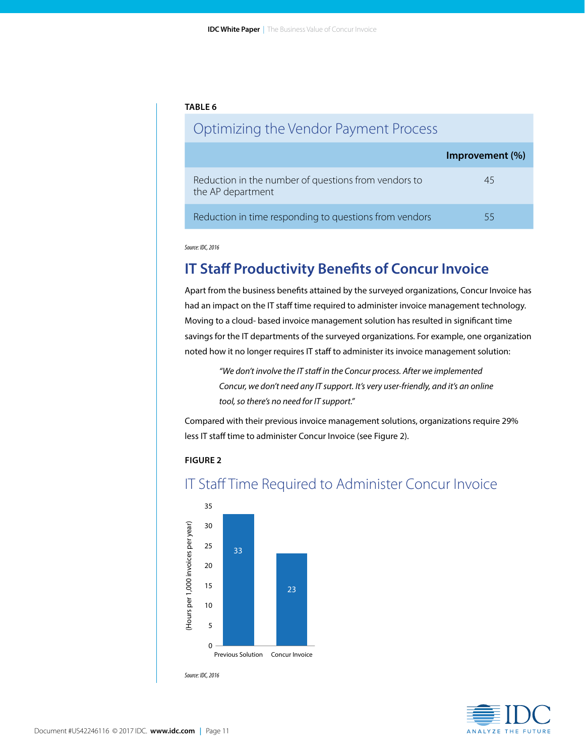**TABLE 6**

| Optimizing the Vendor Payment Process | |
|---|---|
| | **Improvement (%)** |
| Reduction in the number of questions from vendors to the AP department | 45 |
| Reduction in time responding to questions from vendors | 55 |

*Source: IDC, 2016*

## IT Staff Productivity Benefits of Concur Invoice

Apart from the business benefits attained by the surveyed organizations, Concur Invoice has had an impact on the IT staff time required to administer invoice management technology. Moving to a cloud- based invoice management solution has resulted in significant time savings for the IT departments of the surveyed organizations. For example, one organization noted how it no longer requires IT staff to administer its invoice management solution:

> *"We don't involve the IT staff in the Concur process. After we implemented Concur, we don't need any IT support. It's very user-friendly, and it's an online tool, so there's no need for IT support."*

Compared with their previous invoice management solutions, organizations require 29% less IT staff time to administer Concur Invoice (see Figure 2).

**FIGURE 2**

IT Staff Time Required to Administer Concur Invoice

(Hours per 1,000 invoices per year)

| | Previous Solution | Concur Invoice |
|---|---|---|
| Hours per 1,000 invoices per year | 33 | 23 |

*Source: IDC, 2016*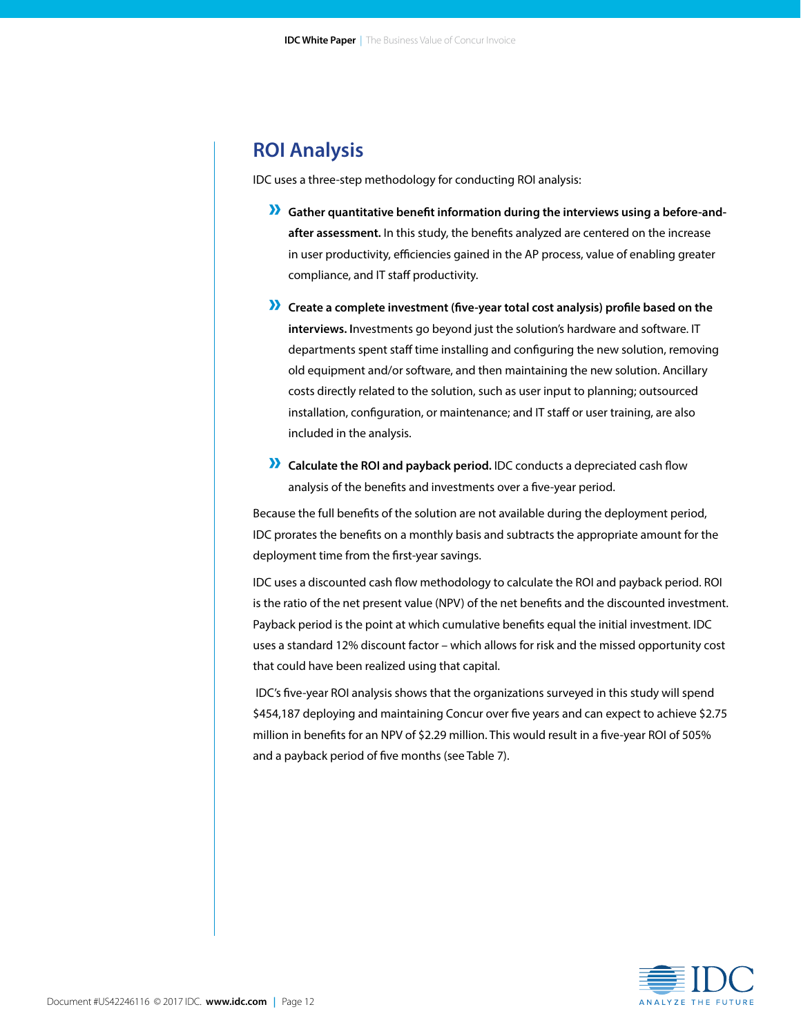## ROI Analysis

IDC uses a three-step methodology for conducting ROI analysis:

- **Gather quantitative benefit information during the interviews using a before-and-after assessment.** In this study, the benefits analyzed are centered on the increase in user productivity, efficiencies gained in the AP process, value of enabling greater compliance, and IT staff productivity.
- **Create a complete investment (five-year total cost analysis) profile based on the interviews. I**nvestments go beyond just the solution's hardware and software. IT departments spent staff time installing and configuring the new solution, removing old equipment and/or software, and then maintaining the new solution. Ancillary costs directly related to the solution, such as user input to planning; outsourced installation, configuration, or maintenance; and IT staff or user training, are also included in the analysis.
- **Calculate the ROI and payback period.** IDC conducts a depreciated cash flow analysis of the benefits and investments over a five-year period.

Because the full benefits of the solution are not available during the deployment period, IDC prorates the benefits on a monthly basis and subtracts the appropriate amount for the deployment time from the first-year savings.

IDC uses a discounted cash flow methodology to calculate the ROI and payback period. ROI is the ratio of the net present value (NPV) of the net benefits and the discounted investment. Payback period is the point at which cumulative benefits equal the initial investment. IDC uses a standard 12% discount factor – which allows for risk and the missed opportunity cost that could have been realized using that capital.

IDC's five-year ROI analysis shows that the organizations surveyed in this study will spend $454,187 deploying and maintaining Concur over five years and can expect to achieve $2.75 million in benefits for an NPV of $2.29 million. This would result in a five-year ROI of 505% and a payback period of five months (see Table 7).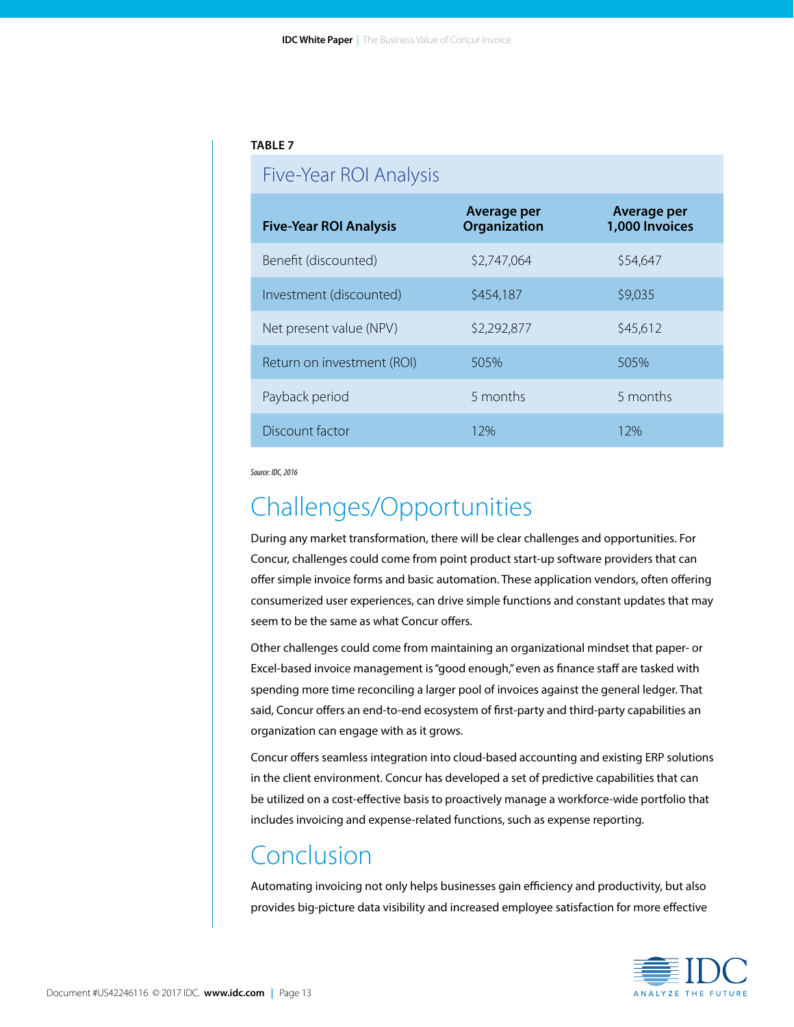**TABLE 7**

Five-Year ROI Analysis

| Five-Year ROI Analysis | Average per Organization | Average per 1,000 Invoices |
|---|---|---|
| Benefit (discounted) | $2,747,064 | $54,647 |
| Investment (discounted) | $454,187 | $9,035 |
| Net present value (NPV) | $2,292,877 | $45,612 |
| Return on investment (ROI) | 505% | 505% |
| Payback period | 5 months | 5 months |
| Discount factor | 12% | 12% |

*Source: IDC, 2016*

# Challenges/Opportunities

During any market transformation, there will be clear challenges and opportunities. For Concur, challenges could come from point product start-up software providers that can offer simple invoice forms and basic automation. These application vendors, often offering consumerized user experiences, can drive simple functions and constant updates that may seem to be the same as what Concur offers.

Other challenges could come from maintaining an organizational mindset that paper- or Excel-based invoice management is "good enough," even as finance staff are tasked with spending more time reconciling a larger pool of invoices against the general ledger. That said, Concur offers an end-to-end ecosystem of first-party and third-party capabilities an organization can engage with as it grows.

Concur offers seamless integration into cloud-based accounting and existing ERP solutions in the client environment. Concur has developed a set of predictive capabilities that can be utilized on a cost-effective basis to proactively manage a workforce-wide portfolio that includes invoicing and expense-related functions, such as expense reporting.

# Conclusion

Automating invoicing not only helps businesses gain efficiency and productivity, but also provides big-picture data visibility and increased employee satisfaction for more effective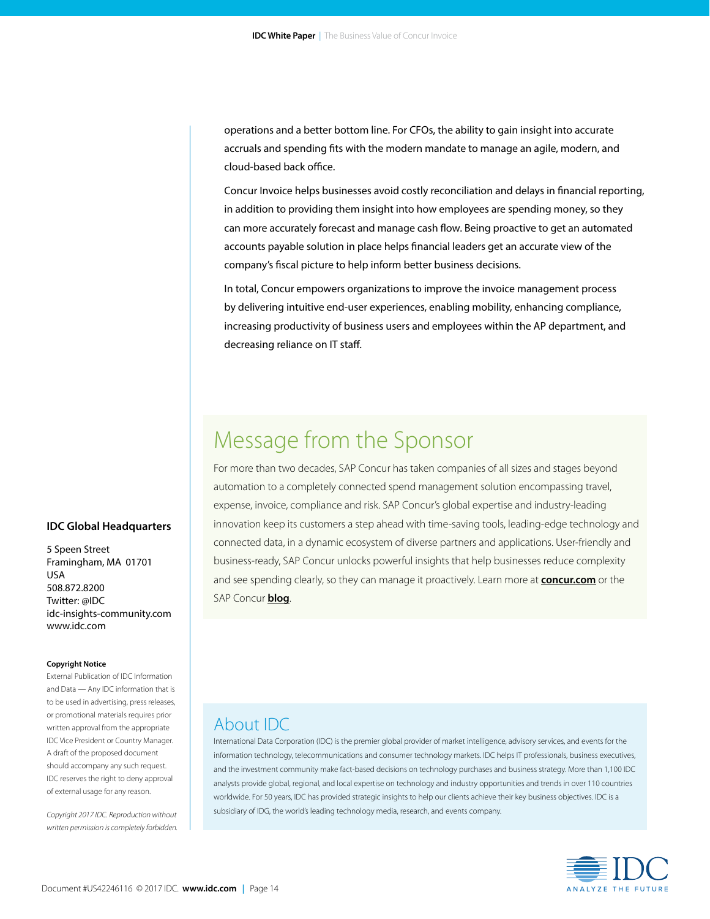operations and a better bottom line. For CFOs, the ability to gain insight into accurate accruals and spending fits with the modern mandate to manage an agile, modern, and cloud-based back office.

Concur Invoice helps businesses avoid costly reconciliation and delays in financial reporting, in addition to providing them insight into how employees are spending money, so they can more accurately forecast and manage cash flow. Being proactive to get an automated accounts payable solution in place helps financial leaders get an accurate view of the company's fiscal picture to help inform better business decisions.

In total, Concur empowers organizations to improve the invoice management process by delivering intuitive end-user experiences, enabling mobility, enhancing compliance, increasing productivity of business users and employees within the AP department, and decreasing reliance on IT staff.

## Message from the Sponsor

For more than two decades, SAP Concur has taken companies of all sizes and stages beyond automation to a completely connected spend management solution encompassing travel, expense, invoice, compliance and risk. SAP Concur's global expertise and industry-leading innovation keep its customers a step ahead with time-saving tools, leading-edge technology and connected data, in a dynamic ecosystem of diverse partners and applications. User-friendly and business-ready, SAP Concur unlocks powerful insights that help businesses reduce complexity and see spending clearly, so they can manage it proactively. Learn more at **concur.com** or the SAP Concur **blog**.

## About IDC

International Data Corporation (IDC) is the premier global provider of market intelligence, advisory services, and events for the information technology, telecommunications and consumer technology markets. IDC helps IT professionals, business executives, and the investment community make fact-based decisions on technology purchases and business strategy. More than 1,100 IDC analysts provide global, regional, and local expertise on technology and industry opportunities and trends in over 110 countries worldwide. For 50 years, IDC has provided strategic insights to help our clients achieve their key business objectives. IDC is a subsidiary of IDG, the world's leading technology media, research, and events company.

**IDC Global Headquarters**

5 Speen Street
Framingham, MA 01701
USA
508.872.8200
Twitter: @IDC
idc-insights-community.com
www.idc.com

**Copyright Notice**

External Publication of IDC Information and Data — Any IDC information that is to be used in advertising, press releases, or promotional materials requires prior written approval from the appropriate IDC Vice President or Country Manager. A draft of the proposed document should accompany any such request. IDC reserves the right to deny approval of external usage for any reason.

*Copyright 2017 IDC. Reproduction without written permission is completely forbidden.*